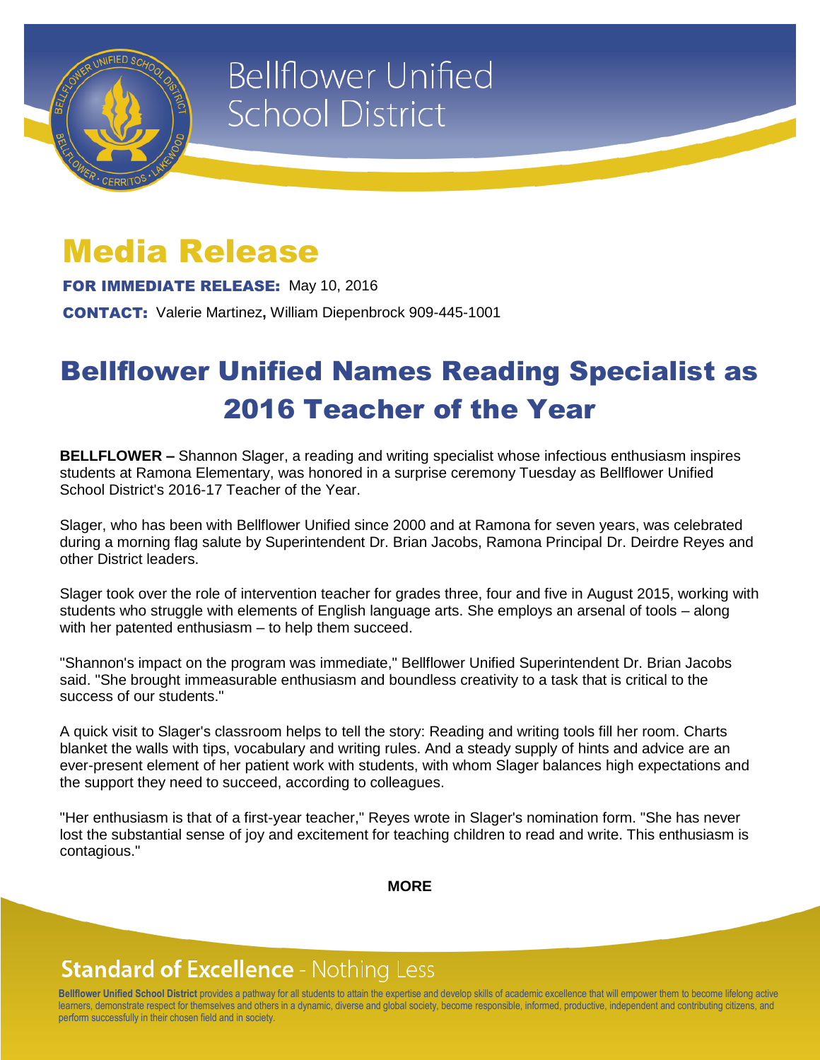Bellflower Unified School District

# Media Release

**FOR IMMEDIATE RELEASE:** May 10, 2016

**CONTACT:** Valerie Martinez**,** William Diepenbrock 909-445-1001

## Bellflower Unified Names Reading Specialist as 2016 Teacher of the Year

**BELLFLOWER –** Shannon Slager, a reading and writing specialist whose infectious enthusiasm inspires students at Ramona Elementary, was honored in a surprise ceremony Tuesday as Bellflower Unified School District's 2016-17 Teacher of the Year.

Slager, who has been with Bellflower Unified since 2000 and at Ramona for seven years, was celebrated during a morning flag salute by Superintendent Dr. Brian Jacobs, Ramona Principal Dr. Deirdre Reyes and other District leaders.

Slager took over the role of intervention teacher for grades three, four and five in August 2015, working with students who struggle with elements of English language arts. She employs an arsenal of tools – along with her patented enthusiasm – to help them succeed.

"Shannon's impact on the program was immediate," Bellflower Unified Superintendent Dr. Brian Jacobs said. "She brought immeasurable enthusiasm and boundless creativity to a task that is critical to the success of our students."

A quick visit to Slager's classroom helps to tell the story: Reading and writing tools fill her room. Charts blanket the walls with tips, vocabulary and writing rules. And a steady supply of hints and advice are an ever-present element of her patient work with students, with whom Slager balances high expectations and the support they need to succeed, according to colleagues.

"Her enthusiasm is that of a first-year teacher," Reyes wrote in Slager's nomination form. "She has never lost the substantial sense of joy and excitement for teaching children to read and write. This enthusiasm is contagious."

**MORE**

**Standard of Excellence** - Nothing Less

**Bellflower Unified School District** provides a pathway for all students to attain the expertise and develop skills of academic excellence that will empower them to become lifelong active learners, demonstrate respect for themselves and others in a dynamic, diverse and global society, become responsible, informed, productive, independent and contributing citizens, and perform successfully in their chosen field and in society.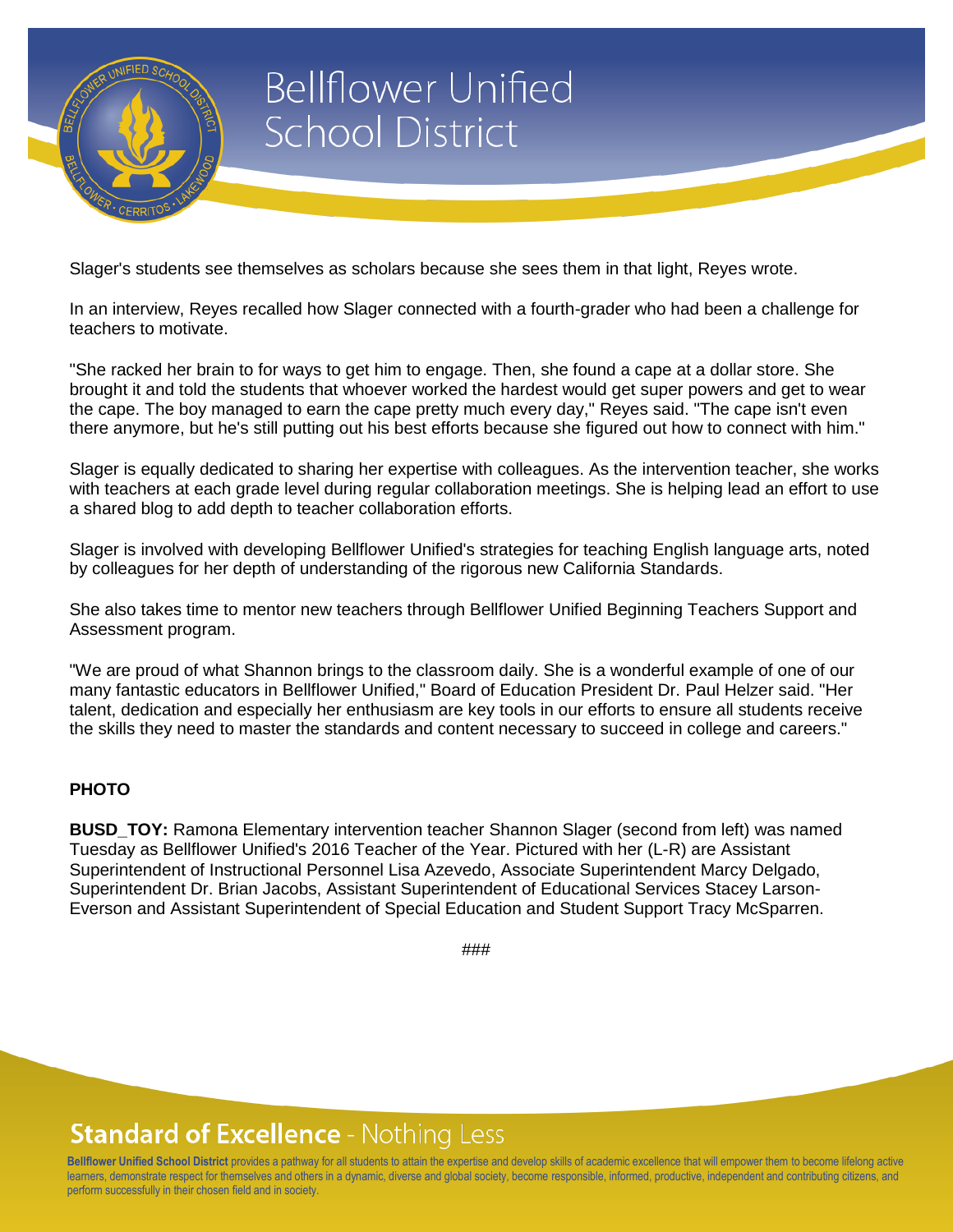Slager's students see themselves as scholars because she sees them in that light, Reyes wrote.

In an interview, Reyes recalled how Slager connected with a fourth-grader who had been a challenge for teachers to motivate.

"She racked her brain to for ways to get him to engage. Then, she found a cape at a dollar store. She brought it and told the students that whoever worked the hardest would get super powers and get to wear the cape. The boy managed to earn the cape pretty much every day," Reyes said. "The cape isn't even there anymore, but he's still putting out his best efforts because she figured out how to connect with him."

Slager is equally dedicated to sharing her expertise with colleagues. As the intervention teacher, she works with teachers at each grade level during regular collaboration meetings. She is helping lead an effort to use a shared blog to add depth to teacher collaboration efforts.

Slager is involved with developing Bellflower Unified's strategies for teaching English language arts, noted by colleagues for her depth of understanding of the rigorous new California Standards.

She also takes time to mentor new teachers through Bellflower Unified Beginning Teachers Support and Assessment program.

"We are proud of what Shannon brings to the classroom daily. She is a wonderful example of one of our many fantastic educators in Bellflower Unified," Board of Education President Dr. Paul Helzer said. "Her talent, dedication and especially her enthusiasm are key tools in our efforts to ensure all students receive the skills they need to master the standards and content necessary to succeed in college and careers."

**PHOTO**

**BUSD_TOY:** Ramona Elementary intervention teacher Shannon Slager (second from left) was named Tuesday as Bellflower Unified's 2016 Teacher of the Year. Pictured with her (L-R) are Assistant Superintendent of Instructional Personnel Lisa Azevedo, Associate Superintendent Marcy Delgado, Superintendent Dr. Brian Jacobs, Assistant Superintendent of Educational Services Stacey Larson-Everson and Assistant Superintendent of Special Education and Student Support Tracy McSparren.

###